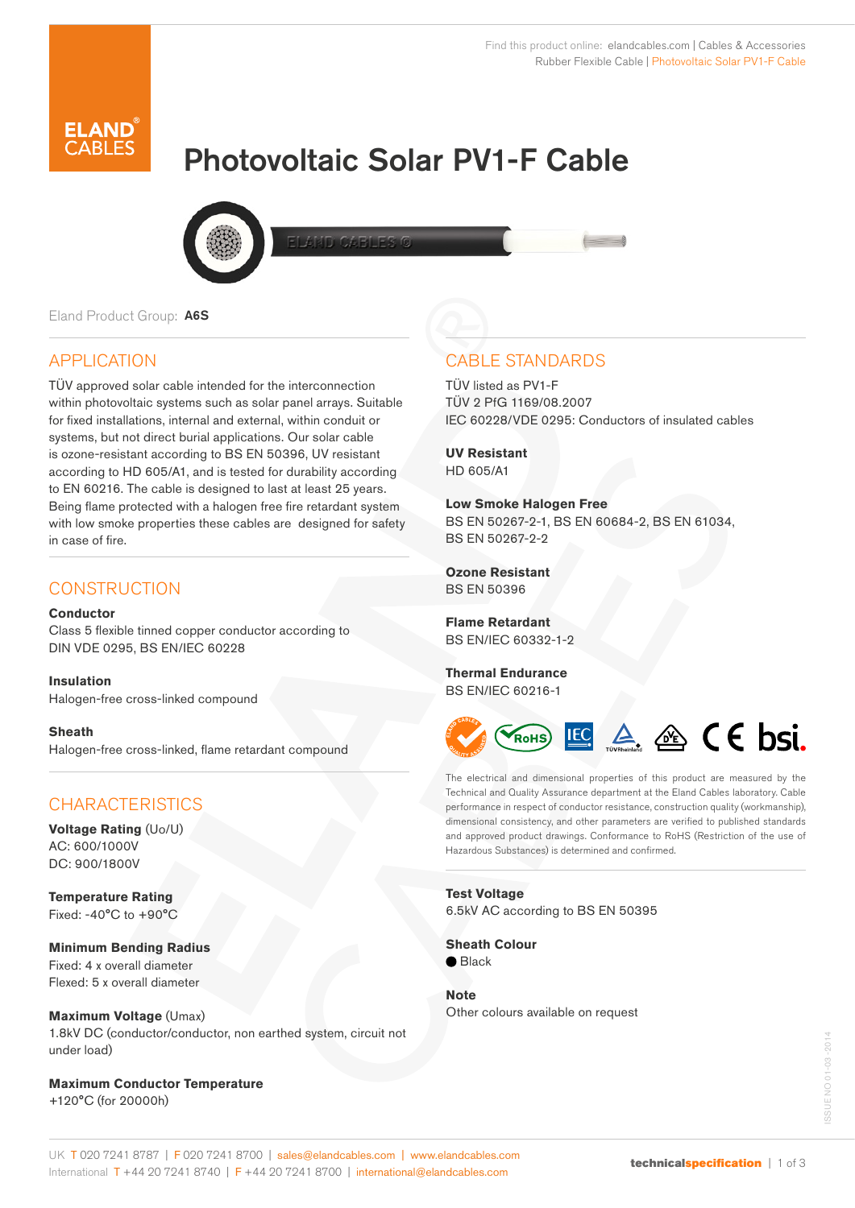Find this product online: elandcables.com | Cables & Accessories
Rubber Flexible Cable | Photovoltaic Solar PV1-F Cable

# Photovoltaic Solar PV1-F Cable

Eland Product Group: **A6S**

## APPLICATION

TÜV approved solar cable intended for the interconnection within photovoltaic systems such as solar panel arrays. Suitable for fixed installations, internal and external, within conduit or systems, but not direct burial applications. Our solar cable is ozone-resistant according to BS EN 50396, UV resistant according to HD 605/A1, and is tested for durability according to EN 60216. The cable is designed to last at least 25 years. Being flame protected with a halogen free fire retardant system with low smoke properties these cables are designed for safety in case of fire.

## CONSTRUCTION

**Conductor**
Class 5 flexible tinned copper conductor according to DIN VDE 0295, BS EN/IEC 60228

**Insulation**
Halogen-free cross-linked compound

**Sheath**
Halogen-free cross-linked, flame retardant compound

## CHARACTERISTICS

**Voltage Rating** (Uo/U)
AC: 600/1000V
DC: 900/1800V

**Temperature Rating**
Fixed: -40°C to +90°C

**Minimum Bending Radius**
Fixed: 4 x overall diameter
Flexed: 5 x overall diameter

**Maximum Voltage** (Umax)
1.8kV DC (conductor/conductor, non earthed system, circuit not under load)

**Maximum Conductor Temperature**
+120°C (for 20000h)

## CABLE STANDARDS

TÜV listed as PV1-F
TÜV 2 PfG 1169/08.2007
IEC 60228/VDE 0295: Conductors of insulated cables

**UV Resistant**
HD 605/A1

**Low Smoke Halogen Free**
BS EN 50267-2-1, BS EN 60684-2, BS EN 61034, BS EN 50267-2-2

**Ozone Resistant**
BS EN 50396

**Flame Retardant**
BS EN/IEC 60332-1-2

**Thermal Endurance**
BS EN/IEC 60216-1

The electrical and dimensional properties of this product are measured by the Technical and Quality Assurance department at the Eland Cables laboratory. Cable performance in respect of conductor resistance, construction quality (workmanship), dimensional consistency, and other parameters are verified to published standards and approved product drawings. Conformance to RoHS (Restriction of the use of Hazardous Substances) is determined and confirmed.

**Test Voltage**
6.5kV AC according to BS EN 50395

**Sheath Colour**
● Black

**Note**
Other colours available on request

UK T 020 7241 8787 | F 020 7241 8700 | sales@elandcables.com | www.elandcables.com
International T +44 20 7241 8740 | F +44 20 7241 8700 | international@elandcables.com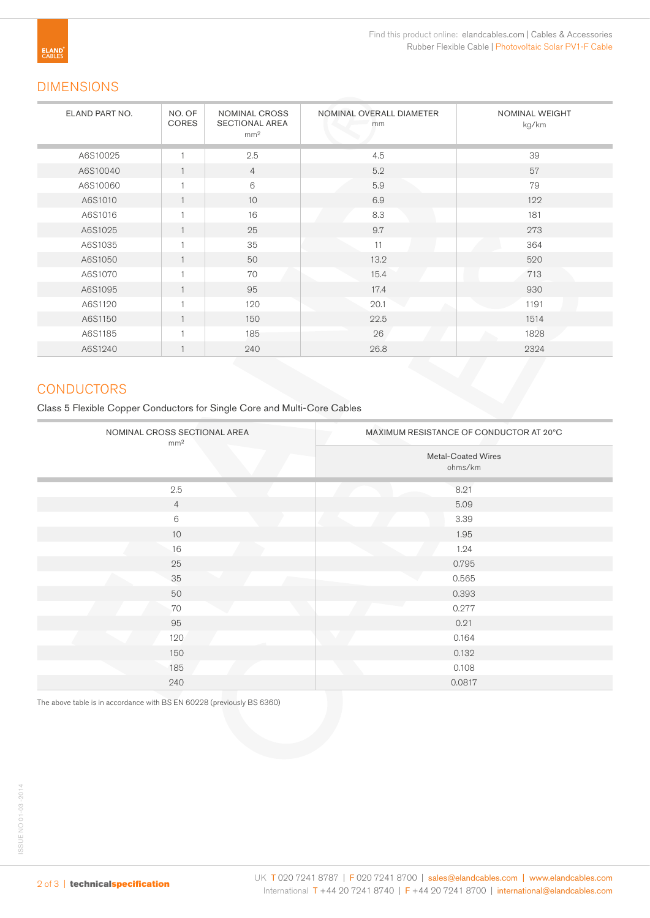## DIMENSIONS

| ELAND PART NO. | NO. OF CORES | NOMINAL CROSS SECTIONAL AREA mm² | NOMINAL OVERALL DIAMETER mm | NOMINAL WEIGHT kg/km |
|---|---|---|---|---|
| A6S10025 | 1 | 2.5 | 4.5 | 39 |
| A6S10040 | 1 | 4 | 5.2 | 57 |
| A6S10060 | 1 | 6 | 5.9 | 79 |
| A6S1010 | 1 | 10 | 6.9 | 122 |
| A6S1016 | 1 | 16 | 8.3 | 181 |
| A6S1025 | 1 | 25 | 9.7 | 273 |
| A6S1035 | 1 | 35 | 11 | 364 |
| A6S1050 | 1 | 50 | 13.2 | 520 |
| A6S1070 | 1 | 70 | 15.4 | 713 |
| A6S1095 | 1 | 95 | 17.4 | 930 |
| A6S1120 | 1 | 120 | 20.1 | 1191 |
| A6S1150 | 1 | 150 | 22.5 | 1514 |
| A6S1185 | 1 | 185 | 26 | 1828 |
| A6S1240 | 1 | 240 | 26.8 | 2324 |

## CONDUCTORS

Class 5 Flexible Copper Conductors for Single Core and Multi-Core Cables

| NOMINAL CROSS SECTIONAL AREA mm² | MAXIMUM RESISTANCE OF CONDUCTOR AT 20°C |
|---|---|
| | Metal-Coated Wires ohms/km |
| 2.5 | 8.21 |
| 4 | 5.09 |
| 6 | 3.39 |
| 10 | 1.95 |
| 16 | 1.24 |
| 25 | 0.795 |
| 35 | 0.565 |
| 50 | 0.393 |
| 70 | 0.277 |
| 95 | 0.21 |
| 120 | 0.164 |
| 150 | 0.132 |
| 185 | 0.108 |
| 240 | 0.0817 |

The above table is in accordance with BS EN 60228 (previously BS 6360)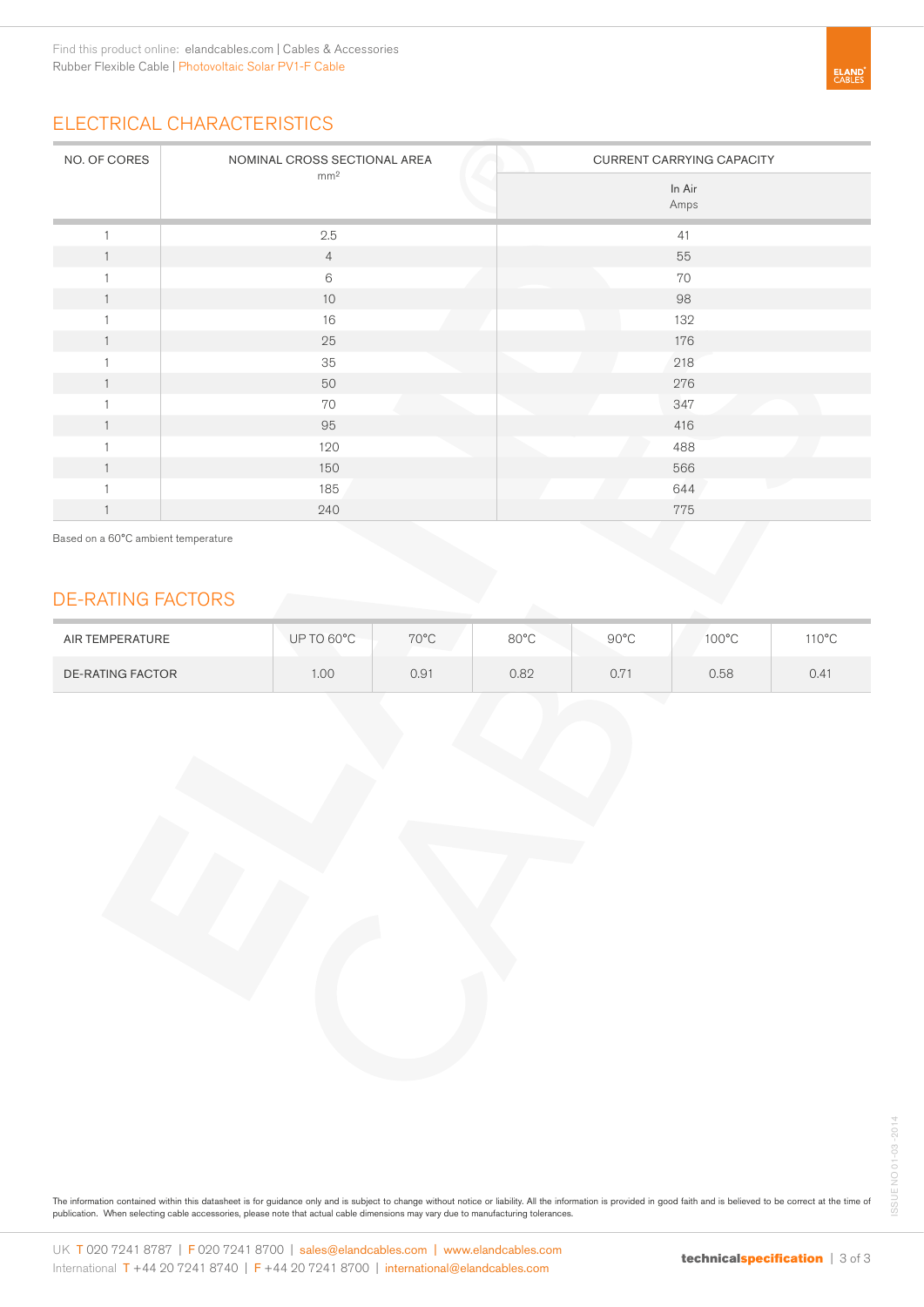Find this product online: elandcables.com | Cables & Accessories
Rubber Flexible Cable | Photovoltaic Solar PV1-F Cable

## ELECTRICAL CHARACTERISTICS

| NO. OF CORES | NOMINAL CROSS SECTIONAL AREA mm² | CURRENT CARRYING CAPACITY In Air Amps |
|---|---|---|
| 1 | 2.5 | 41 |
| 1 | 4 | 55 |
| 1 | 6 | 70 |
| 1 | 10 | 98 |
| 1 | 16 | 132 |
| 1 | 25 | 176 |
| 1 | 35 | 218 |
| 1 | 50 | 276 |
| 1 | 70 | 347 |
| 1 | 95 | 416 |
| 1 | 120 | 488 |
| 1 | 150 | 566 |
| 1 | 185 | 644 |
| 1 | 240 | 775 |

Based on a 60°C ambient temperature

## DE-RATING FACTORS

| AIR TEMPERATURE | UP TO 60°C | 70°C | 80°C | 90°C | 100°C | 110°C |
|---|---|---|---|---|---|---|
| DE-RATING FACTOR | 1.00 | 0.91 | 0.82 | 0.71 | 0.58 | 0.41 |

The information contained within this datasheet is for guidance only and is subject to change without notice or liability. All the information is provided in good faith and is believed to be correct at the time of publication. When selecting cable accessories, please note that actual cable dimensions may vary due to manufacturing tolerances.

ISSUE NO 01-03 -2014

UK T 020 7241 8787 | F 020 7241 8700 | sales@elandcables.com | www.elandcables.com
International T +44 20 7241 8740 | F +44 20 7241 8700 | international@elandcables.com

technicalspecification